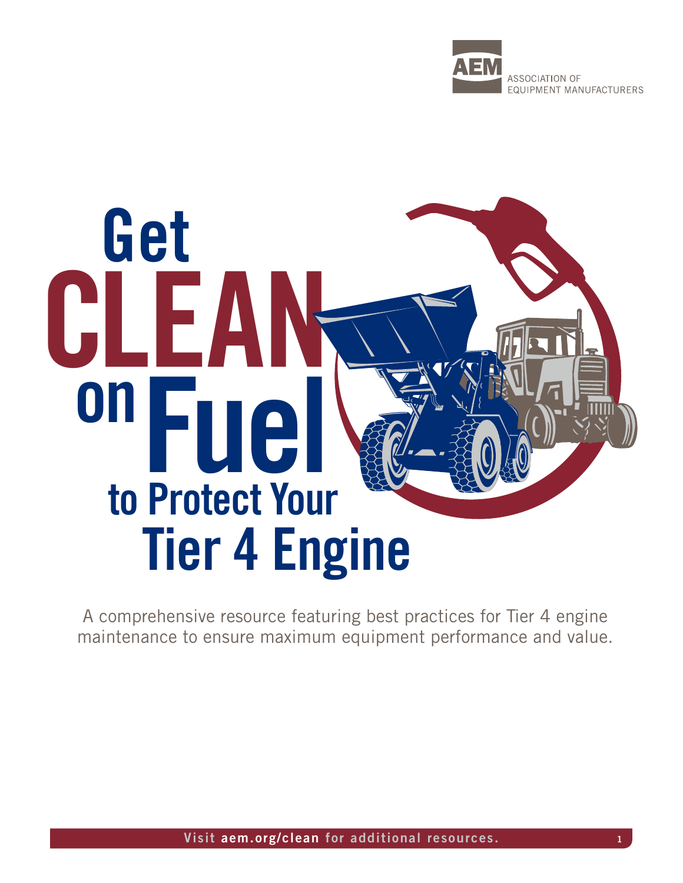AEM ASSOCIATION OF EQUIPMENT MANUFACTURERS

# Get CLEAN on Fuel to Protect Your Tier 4 Engine

A comprehensive resource featuring best practices for Tier 4 engine maintenance to ensure maximum equipment performance and value.

Visit **aem.org/clean** for additional resources.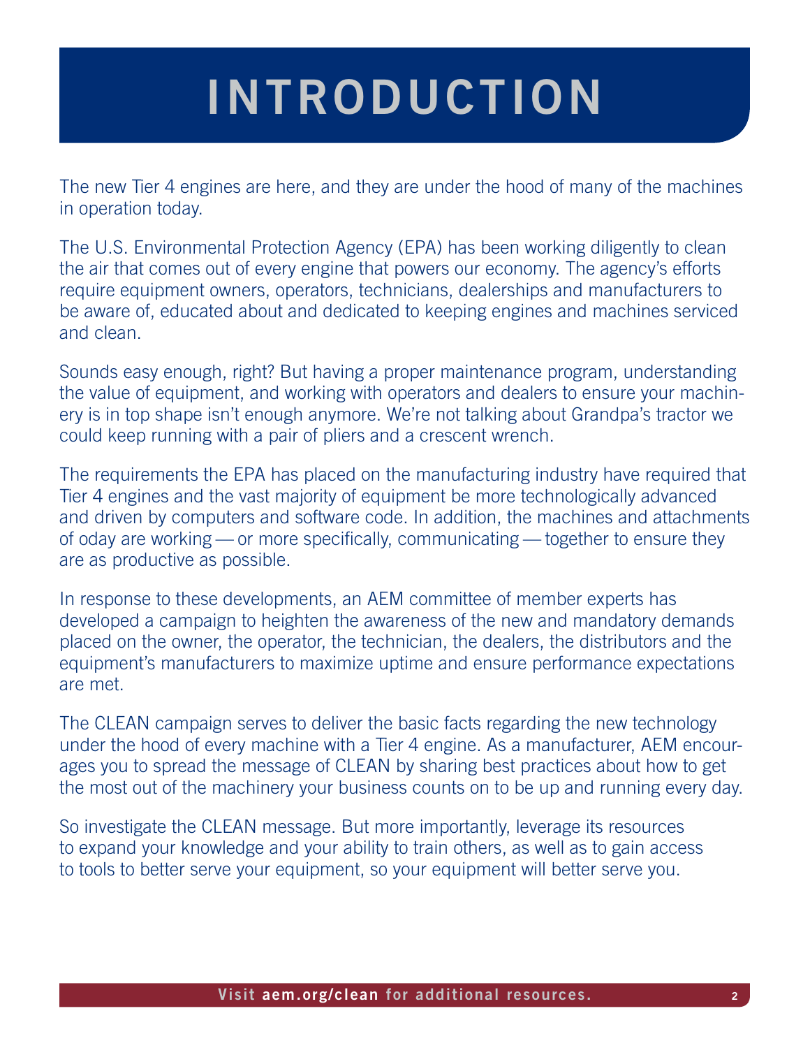# INTRODUCTION

The new Tier 4 engines are here, and they are under the hood of many of the machines in operation today.

The U.S. Environmental Protection Agency (EPA) has been working diligently to clean the air that comes out of every engine that powers our economy. The agency's efforts require equipment owners, operators, technicians, dealerships and manufacturers to be aware of, educated about and dedicated to keeping engines and machines serviced and clean.

Sounds easy enough, right? But having a proper maintenance program, understanding the value of equipment, and working with operators and dealers to ensure your machinery is in top shape isn't enough anymore. We're not talking about Grandpa's tractor we could keep running with a pair of pliers and a crescent wrench.

The requirements the EPA has placed on the manufacturing industry have required that Tier 4 engines and the vast majority of equipment be more technologically advanced and driven by computers and software code. In addition, the machines and attachments of oday are working — or more specifically, communicating — together to ensure they are as productive as possible.

In response to these developments, an AEM committee of member experts has developed a campaign to heighten the awareness of the new and mandatory demands placed on the owner, the operator, the technician, the dealers, the distributors and the equipment's manufacturers to maximize uptime and ensure performance expectations are met.

The CLEAN campaign serves to deliver the basic facts regarding the new technology under the hood of every machine with a Tier 4 engine. As a manufacturer, AEM encourages you to spread the message of CLEAN by sharing best practices about how to get the most out of the machinery your business counts on to be up and running every day.

So investigate the CLEAN message. But more importantly, leverage its resources to expand your knowledge and your ability to train others, as well as to gain access to tools to better serve your equipment, so your equipment will better serve you.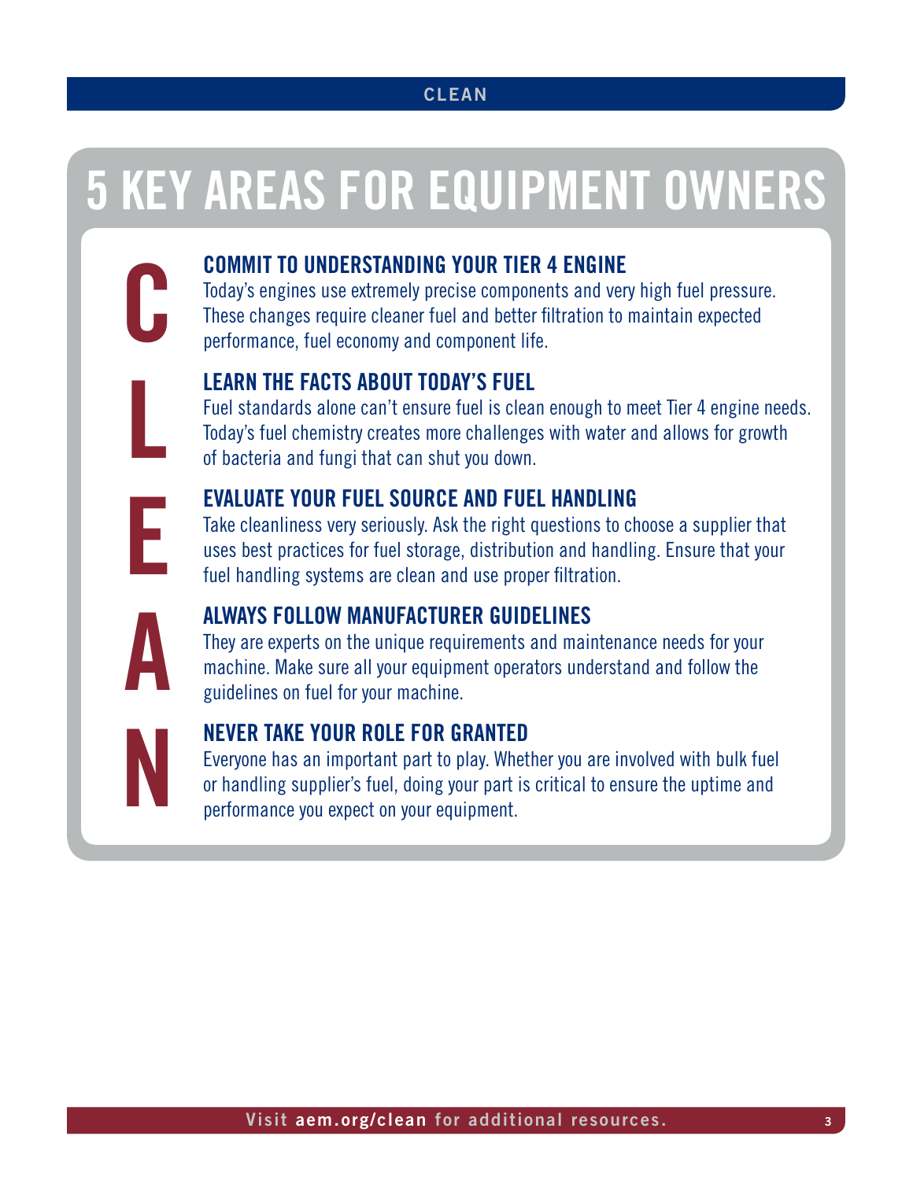# 5 KEY AREAS FOR EQUIPMENT OWNERS

**C**

## COMMIT TO UNDERSTANDING YOUR TIER 4 ENGINE

Today's engines use extremely precise components and very high fuel pressure. These changes require cleaner fuel and better filtration to maintain expected performance, fuel economy and component life.

**L**

## LEARN THE FACTS ABOUT TODAY'S FUEL

Fuel standards alone can't ensure fuel is clean enough to meet Tier 4 engine needs. Today's fuel chemistry creates more challenges with water and allows for growth of bacteria and fungi that can shut you down.

**E**

## EVALUATE YOUR FUEL SOURCE AND FUEL HANDLING

Take cleanliness very seriously. Ask the right questions to choose a supplier that uses best practices for fuel storage, distribution and handling. Ensure that your fuel handling systems are clean and use proper filtration.

**A**

## ALWAYS FOLLOW MANUFACTURER GUIDELINES

They are experts on the unique requirements and maintenance needs for your machine. Make sure all your equipment operators understand and follow the guidelines on fuel for your machine.

**N**

## NEVER TAKE YOUR ROLE FOR GRANTED

Everyone has an important part to play. Whether you are involved with bulk fuel or handling supplier's fuel, doing your part is critical to ensure the uptime and performance you expect on your equipment.

Visit **aem.org/clean** for additional resources.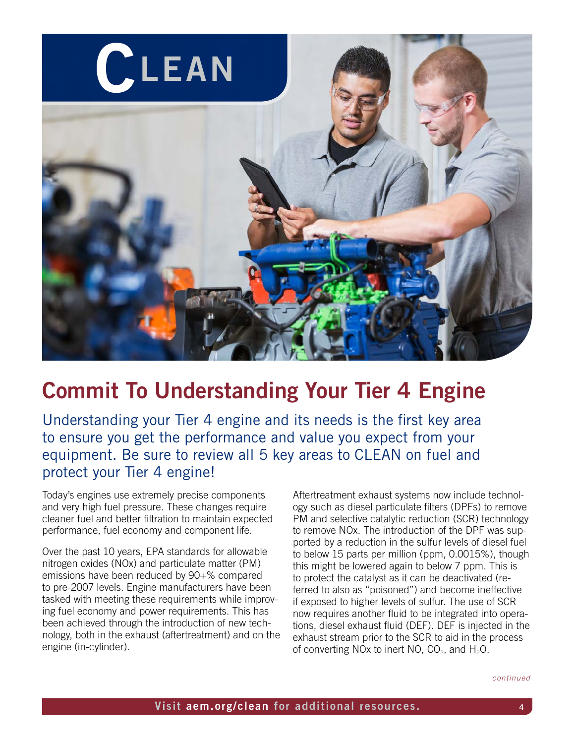# CLEAN

## Commit To Understanding Your Tier 4 Engine

Understanding your Tier 4 engine and its needs is the first key area to ensure you get the performance and value you expect from your equipment. Be sure to review all 5 key areas to CLEAN on fuel and protect your Tier 4 engine!

Today's engines use extremely precise components and very high fuel pressure. These changes require cleaner fuel and better filtration to maintain expected performance, fuel economy and component life.

Over the past 10 years, EPA standards for allowable nitrogen oxides (NOx) and particulate matter (PM) emissions have been reduced by 90+% compared to pre-2007 levels. Engine manufacturers have been tasked with meeting these requirements while improving fuel economy and power requirements. This has been achieved through the introduction of new technology, both in the exhaust (aftertreatment) and on the engine (in-cylinder).

Aftertreatment exhaust systems now include technology such as diesel particulate filters (DPFs) to remove PM and selective catalytic reduction (SCR) technology to remove NOx. The introduction of the DPF was supported by a reduction in the sulfur levels of diesel fuel to below 15 parts per million (ppm, 0.0015%), though this might be lowered again to below 7 ppm. This is to protect the catalyst as it can be deactivated (referred to also as "poisoned") and become ineffective if exposed to higher levels of sulfur. The use of SCR now requires another fluid to be integrated into operations, diesel exhaust fluid (DEF). DEF is injected in the exhaust stream prior to the SCR to aid in the process of converting NOx to inert NO, $CO_2$, and $H_2O$.

*continued*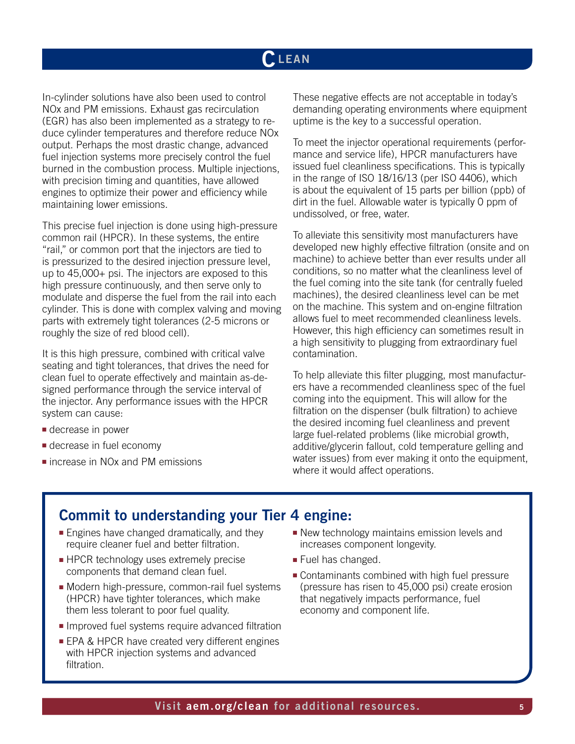# CLEAN

In-cylinder solutions have also been used to control NOx and PM emissions. Exhaust gas recirculation (EGR) has also been implemented as a strategy to reduce cylinder temperatures and therefore reduce NOx output. Perhaps the most drastic change, advanced fuel injection systems more precisely control the fuel burned in the combustion process. Multiple injections, with precision timing and quantities, have allowed engines to optimize their power and efficiency while maintaining lower emissions.

This precise fuel injection is done using high-pressure common rail (HPCR). In these systems, the entire "rail," or common port that the injectors are tied to is pressurized to the desired injection pressure level, up to 45,000+ psi. The injectors are exposed to this high pressure continuously, and then serve only to modulate and disperse the fuel from the rail into each cylinder. This is done with complex valving and moving parts with extremely tight tolerances (2-5 microns or roughly the size of red blood cell).

It is this high pressure, combined with critical valve seating and tight tolerances, that drives the need for clean fuel to operate effectively and maintain as-designed performance through the service interval of the injector. Any performance issues with the HPCR system can cause:

- decrease in power
- decrease in fuel economy
- increase in NOx and PM emissions

These negative effects are not acceptable in today's demanding operating environments where equipment uptime is the key to a successful operation.

To meet the injector operational requirements (performance and service life), HPCR manufacturers have issued fuel cleanliness specifications. This is typically in the range of ISO 18/16/13 (per ISO 4406), which is about the equivalent of 15 parts per billion (ppb) of dirt in the fuel. Allowable water is typically 0 ppm of undissolved, or free, water.

To alleviate this sensitivity most manufacturers have developed new highly effective filtration (onsite and on machine) to achieve better than ever results under all conditions, so no matter what the cleanliness level of the fuel coming into the site tank (for centrally fueled machines), the desired cleanliness level can be met on the machine. This system and on-engine filtration allows fuel to meet recommended cleanliness levels. However, this high efficiency can sometimes result in a high sensitivity to plugging from extraordinary fuel contamination.

To help alleviate this filter plugging, most manufacturers have a recommended cleanliness spec of the fuel coming into the equipment. This will allow for the filtration on the dispenser (bulk filtration) to achieve the desired incoming fuel cleanliness and prevent large fuel-related problems (like microbial growth, additive/glycerin fallout, cold temperature gelling and water issues) from ever making it onto the equipment, where it would affect operations.

## Commit to understanding your Tier 4 engine:

- Engines have changed dramatically, and they require cleaner fuel and better filtration.
- HPCR technology uses extremely precise components that demand clean fuel.
- Modern high-pressure, common-rail fuel systems (HPCR) have tighter tolerances, which make them less tolerant to poor fuel quality.
- Improved fuel systems require advanced filtration
- EPA & HPCR have created very different engines with HPCR injection systems and advanced filtration.
- New technology maintains emission levels and increases component longevity.
- Fuel has changed.
- Contaminants combined with high fuel pressure (pressure has risen to 45,000 psi) create erosion that negatively impacts performance, fuel economy and component life.

Visit **aem.org/clean** for additional resources.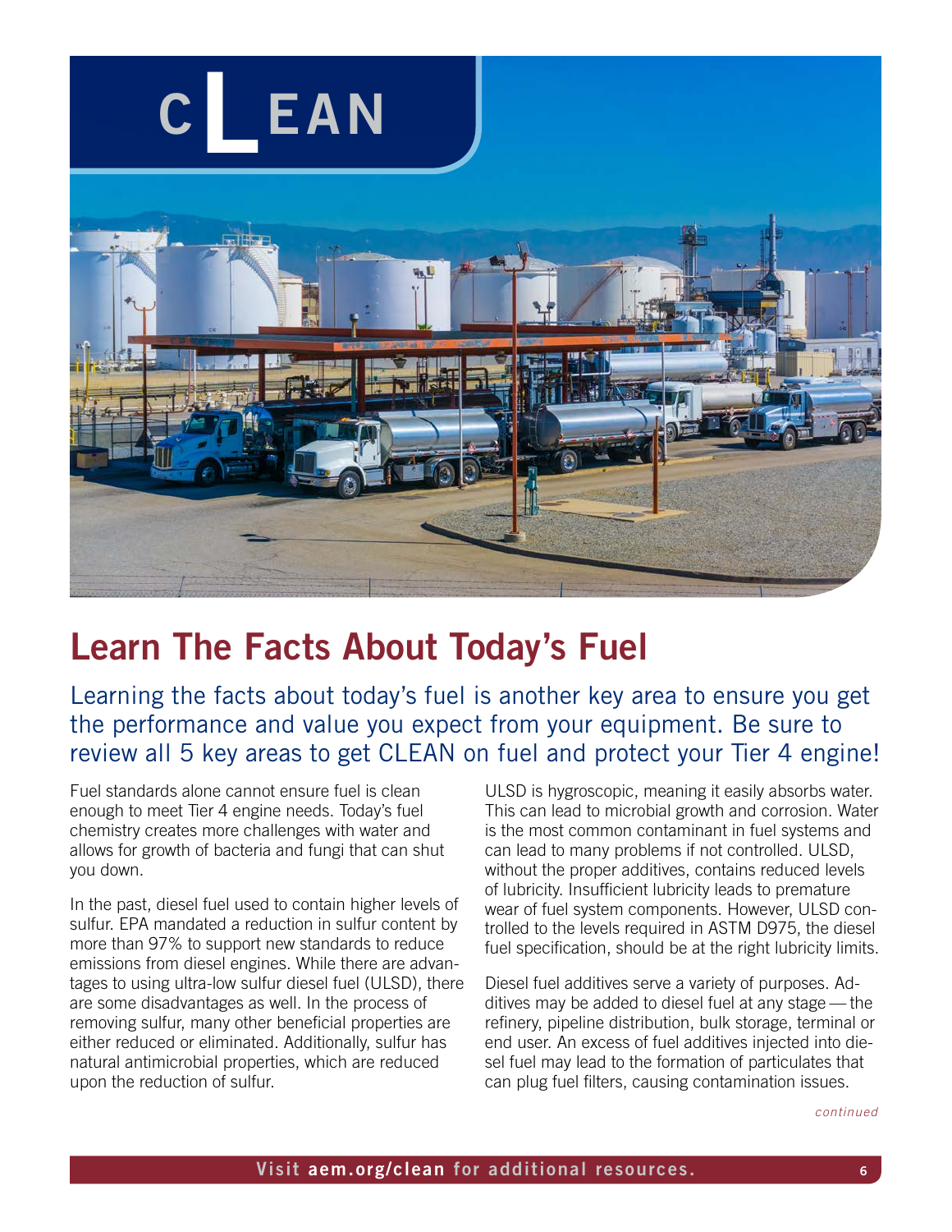# CLEAN

## Learn The Facts About Today's Fuel

Learning the facts about today's fuel is another key area to ensure you get the performance and value you expect from your equipment. Be sure to review all 5 key areas to get CLEAN on fuel and protect your Tier 4 engine!

Fuel standards alone cannot ensure fuel is clean enough to meet Tier 4 engine needs. Today's fuel chemistry creates more challenges with water and allows for growth of bacteria and fungi that can shut you down.

In the past, diesel fuel used to contain higher levels of sulfur. EPA mandated a reduction in sulfur content by more than 97% to support new standards to reduce emissions from diesel engines. While there are advantages to using ultra-low sulfur diesel fuel (ULSD), there are some disadvantages as well. In the process of removing sulfur, many other beneficial properties are either reduced or eliminated. Additionally, sulfur has natural antimicrobial properties, which are reduced upon the reduction of sulfur.

ULSD is hygroscopic, meaning it easily absorbs water. This can lead to microbial growth and corrosion. Water is the most common contaminant in fuel systems and can lead to many problems if not controlled. ULSD, without the proper additives, contains reduced levels of lubricity. Insufficient lubricity leads to premature wear of fuel system components. However, ULSD controlled to the levels required in ASTM D975, the diesel fuel specification, should be at the right lubricity limits.

Diesel fuel additives serve a variety of purposes. Additives may be added to diesel fuel at any stage — the refinery, pipeline distribution, bulk storage, terminal or end user. An excess of fuel additives injected into diesel fuel may lead to the formation of particulates that can plug fuel filters, causing contamination issues.

*continued*

Visit **aem.org/clean** for additional resources.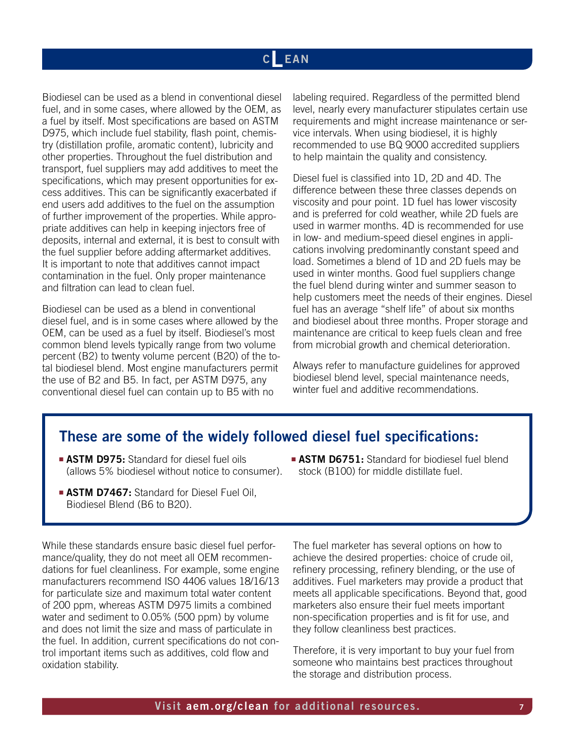## CLEAN

Biodiesel can be used as a blend in conventional diesel fuel, and in some cases, where allowed by the OEM, as a fuel by itself. Most specifications are based on ASTM D975, which include fuel stability, flash point, chemistry (distillation profile, aromatic content), lubricity and other properties. Throughout the fuel distribution and transport, fuel suppliers may add additives to meet the specifications, which may present opportunities for excess additives. This can be significantly exacerbated if end users add additives to the fuel on the assumption of further improvement of the properties. While appropriate additives can help in keeping injectors free of deposits, internal and external, it is best to consult with the fuel supplier before adding aftermarket additives. It is important to note that additives cannot impact contamination in the fuel. Only proper maintenance and filtration can lead to clean fuel.

Biodiesel can be used as a blend in conventional diesel fuel, and is in some cases where allowed by the OEM, can be used as a fuel by itself. Biodiesel's most common blend levels typically range from two volume percent (B2) to twenty volume percent (B20) of the total biodiesel blend. Most engine manufacturers permit the use of B2 and B5. In fact, per ASTM D975, any conventional diesel fuel can contain up to B5 with no labeling required. Regardless of the permitted blend level, nearly every manufacturer stipulates certain use requirements and might increase maintenance or service intervals. When using biodiesel, it is highly recommended to use BQ 9000 accredited suppliers to help maintain the quality and consistency.

Diesel fuel is classified into 1D, 2D and 4D. The difference between these three classes depends on viscosity and pour point. 1D fuel has lower viscosity and is preferred for cold weather, while 2D fuels are used in warmer months. 4D is recommended for use in low- and medium-speed diesel engines in applications involving predominantly constant speed and load. Sometimes a blend of 1D and 2D fuels may be used in winter months. Good fuel suppliers change the fuel blend during winter and summer season to help customers meet the needs of their engines. Diesel fuel has an average "shelf life" of about six months and biodiesel about three months. Proper storage and maintenance are critical to keep fuels clean and free from microbial growth and chemical deterioration.

Always refer to manufacture guidelines for approved biodiesel blend level, special maintenance needs, winter fuel and additive recommendations.

### These are some of the widely followed diesel fuel specifications:

- **ASTM D975:** Standard for diesel fuel oils (allows 5% biodiesel without notice to consumer).
- **ASTM D7467:** Standard for Diesel Fuel Oil, Biodiesel Blend (B6 to B20).
- **ASTM D6751:** Standard for biodiesel fuel blend stock (B100) for middle distillate fuel.

While these standards ensure basic diesel fuel performance/quality, they do not meet all OEM recommendations for fuel cleanliness. For example, some engine manufacturers recommend ISO 4406 values 18/16/13 for particulate size and maximum total water content of 200 ppm, whereas ASTM D975 limits a combined water and sediment to 0.05% (500 ppm) by volume and does not limit the size and mass of particulate in the fuel. In addition, current specifications do not control important items such as additives, cold flow and oxidation stability.

The fuel marketer has several options on how to achieve the desired properties: choice of crude oil, refinery processing, refinery blending, or the use of additives. Fuel marketers may provide a product that meets all applicable specifications. Beyond that, good marketers also ensure their fuel meets important non-specification properties and is fit for use, and they follow cleanliness best practices.

Therefore, it is very important to buy your fuel from someone who maintains best practices throughout the storage and distribution process.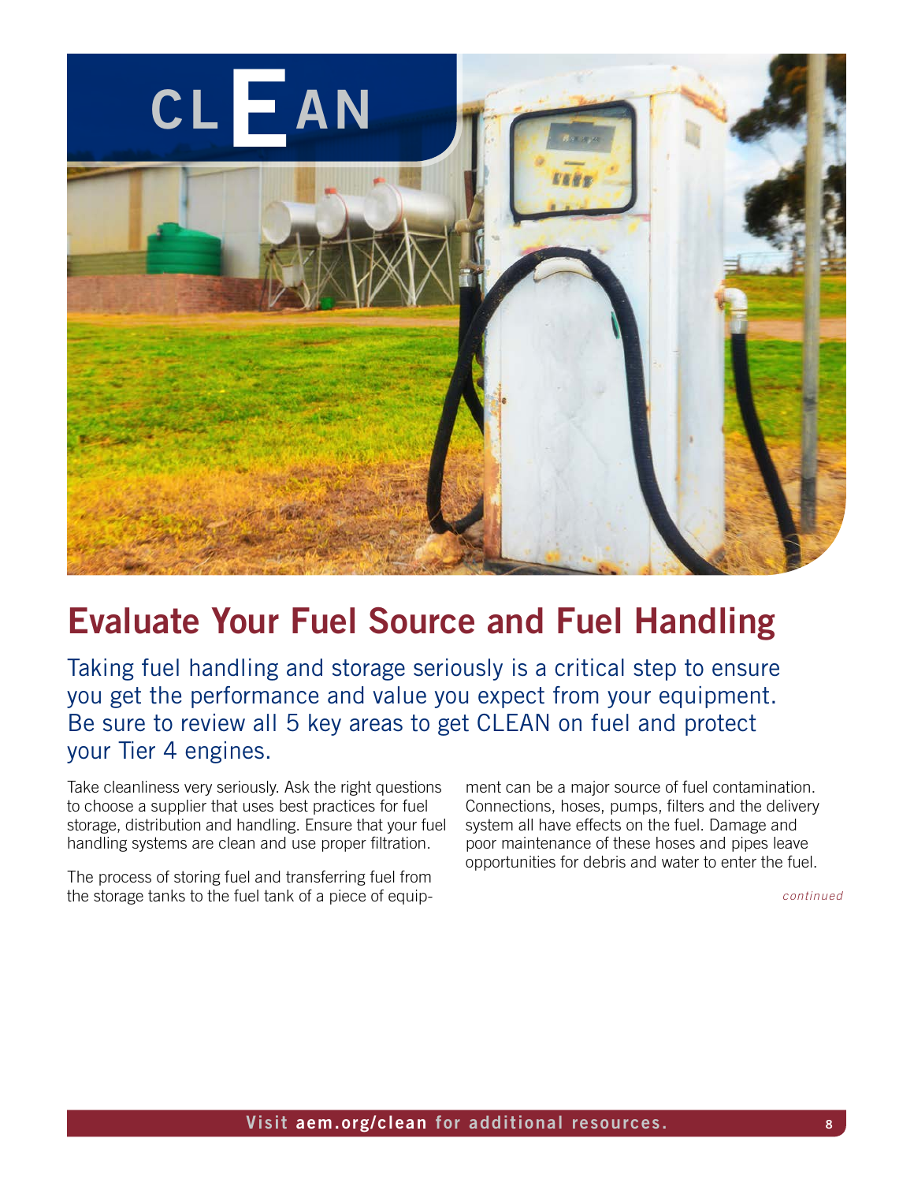CLEAN

# Evaluate Your Fuel Source and Fuel Handling

Taking fuel handling and storage seriously is a critical step to ensure you get the performance and value you expect from your equipment. Be sure to review all 5 key areas to get CLEAN on fuel and protect your Tier 4 engines.

Take cleanliness very seriously. Ask the right questions to choose a supplier that uses best practices for fuel storage, distribution and handling. Ensure that your fuel handling systems are clean and use proper filtration.

The process of storing fuel and transferring fuel from the storage tanks to the fuel tank of a piece of equipment can be a major source of fuel contamination. Connections, hoses, pumps, filters and the delivery system all have effects on the fuel. Damage and poor maintenance of these hoses and pipes leave opportunities for debris and water to enter the fuel.

*continued*

Visit **aem.org/clean** for additional resources.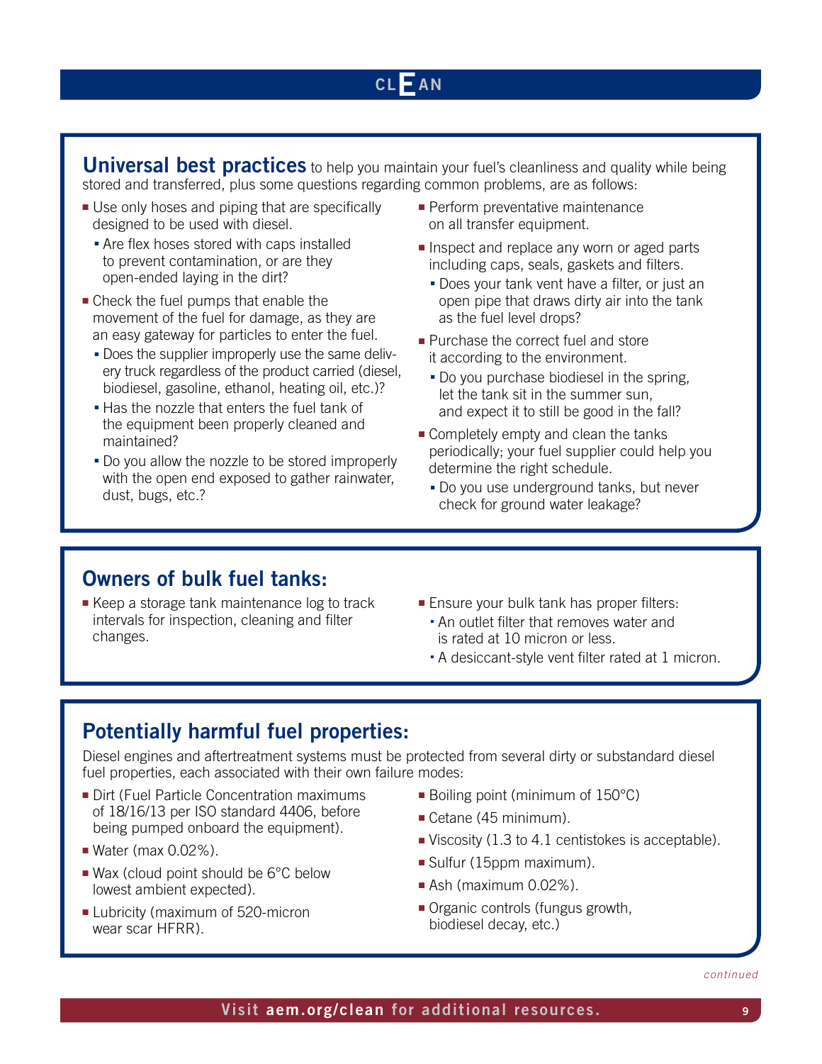## CLEAN

**Universal best practices** to help you maintain your fuel's cleanliness and quality while being stored and transferred, plus some questions regarding common problems, are as follows:

- Use only hoses and piping that are specifically designed to be used with diesel.
  - Are flex hoses stored with caps installed to prevent contamination, or are they open-ended laying in the dirt?
- Check the fuel pumps that enable the movement of the fuel for damage, as they are an easy gateway for particles to enter the fuel.
  - Does the supplier improperly use the same delivery truck regardless of the product carried (diesel, biodiesel, gasoline, ethanol, heating oil, etc.)?
  - Has the nozzle that enters the fuel tank of the equipment been properly cleaned and maintained?
  - Do you allow the nozzle to be stored improperly with the open end exposed to gather rainwater, dust, bugs, etc.?
- Perform preventative maintenance on all transfer equipment.
- Inspect and replace any worn or aged parts including caps, seals, gaskets and filters.
  - Does your tank vent have a filter, or just an open pipe that draws dirty air into the tank as the fuel level drops?
- Purchase the correct fuel and store it according to the environment.
  - Do you purchase biodiesel in the spring, let the tank sit in the summer sun, and expect it to still be good in the fall?
- Completely empty and clean the tanks periodically; your fuel supplier could help you determine the right schedule.
  - Do you use underground tanks, but never check for ground water leakage?

## Owners of bulk fuel tanks:

- Keep a storage tank maintenance log to track intervals for inspection, cleaning and filter changes.
- Ensure your bulk tank has proper filters:
  - An outlet filter that removes water and is rated at 10 micron or less.
  - A desiccant-style vent filter rated at 1 micron.

## Potentially harmful fuel properties:

Diesel engines and aftertreatment systems must be protected from several dirty or substandard diesel fuel properties, each associated with their own failure modes:

- Dirt (Fuel Particle Concentration maximums of 18/16/13 per ISO standard 4406, before being pumped onboard the equipment).
- Water (max 0.02%).
- Wax (cloud point should be 6°C below lowest ambient expected).
- Lubricity (maximum of 520-micron wear scar HFRR).
- Boiling point (minimum of 150°C)
- Cetane (45 minimum).
- Viscosity (1.3 to 4.1 centistokes is acceptable).
- Sulfur (15ppm maximum).
- Ash (maximum 0.02%).
- Organic controls (fungus growth, biodiesel decay, etc.)

*continued*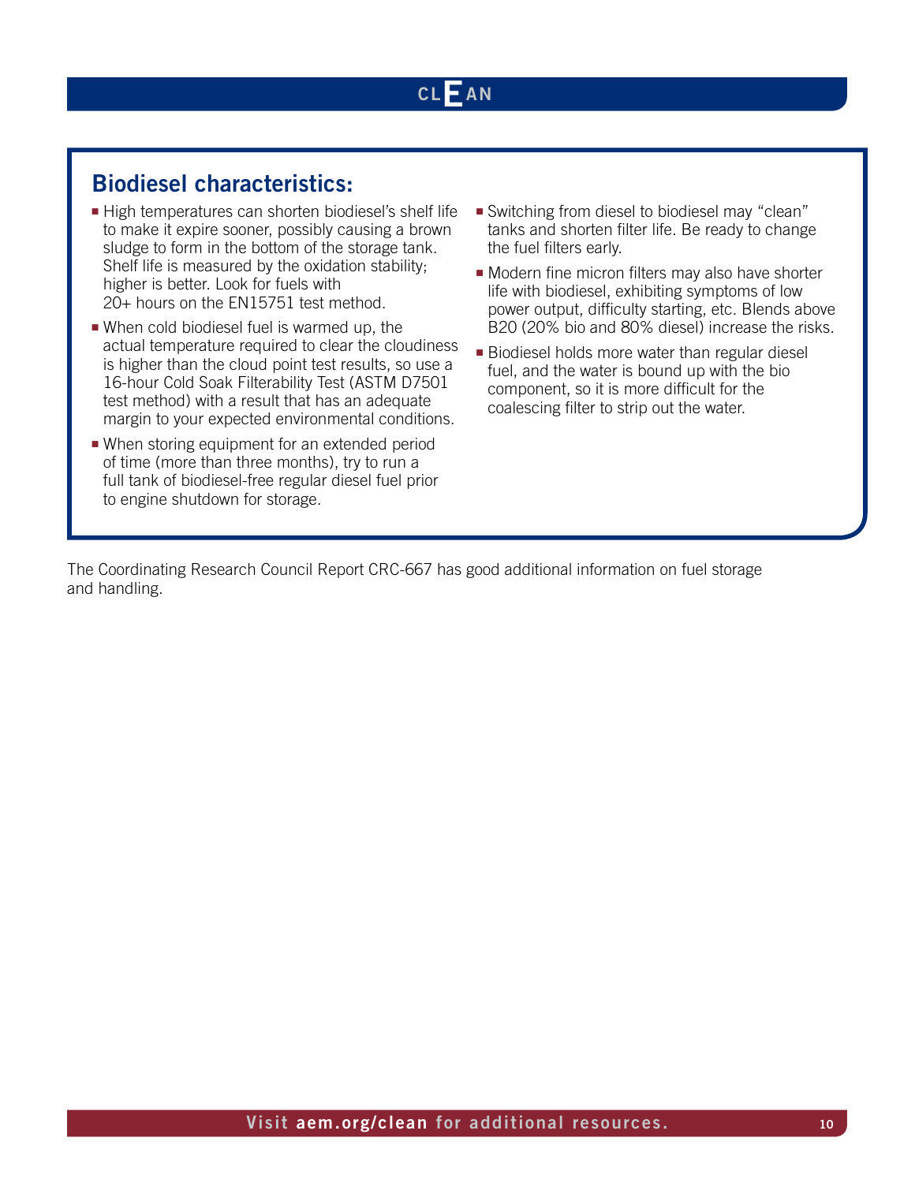## Biodiesel characteristics:

- High temperatures can shorten biodiesel's shelf life to make it expire sooner, possibly causing a brown sludge to form in the bottom of the storage tank. Shelf life is measured by the oxidation stability; higher is better. Look for fuels with 20+ hours on the EN15751 test method.
- When cold biodiesel fuel is warmed up, the actual temperature required to clear the cloudiness is higher than the cloud point test results, so use a 16-hour Cold Soak Filterability Test (ASTM D7501 test method) with a result that has an adequate margin to your expected environmental conditions.
- When storing equipment for an extended period of time (more than three months), try to run a full tank of biodiesel-free regular diesel fuel prior to engine shutdown for storage.
- Switching from diesel to biodiesel may "clean" tanks and shorten filter life. Be ready to change the fuel filters early.
- Modern fine micron filters may also have shorter life with biodiesel, exhibiting symptoms of low power output, difficulty starting, etc. Blends above B20 (20% bio and 80% diesel) increase the risks.
- Biodiesel holds more water than regular diesel fuel, and the water is bound up with the bio component, so it is more difficult for the coalescing filter to strip out the water.

The Coordinating Research Council Report CRC-667 has good additional information on fuel storage and handling.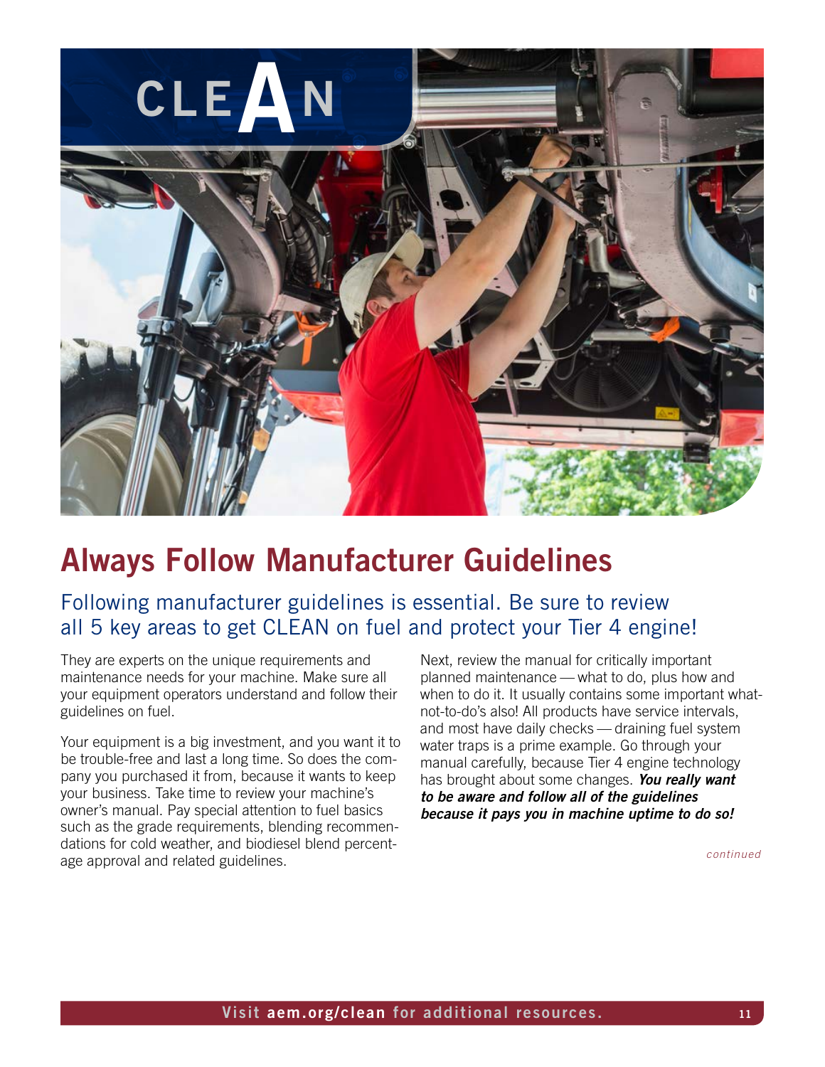CLEAN

# Always Follow Manufacturer Guidelines

## Following manufacturer guidelines is essential. Be sure to review all 5 key areas to get CLEAN on fuel and protect your Tier 4 engine!

They are experts on the unique requirements and maintenance needs for your machine. Make sure all your equipment operators understand and follow their guidelines on fuel.

Your equipment is a big investment, and you want it to be trouble-free and last a long time. So does the company you purchased it from, because it wants to keep your business. Take time to review your machine's owner's manual. Pay special attention to fuel basics such as the grade requirements, blending recommendations for cold weather, and biodiesel blend percentage approval and related guidelines.

Next, review the manual for critically important planned maintenance — what to do, plus how and when to do it. It usually contains some important what-not-to-do's also! All products have service intervals, and most have daily checks — draining fuel system water traps is a prime example. Go through your manual carefully, because Tier 4 engine technology has brought about some changes. ***You really want to be aware and follow all of the guidelines because it pays you in machine uptime to do so!***

*continued*

Visit **aem.org/clean** for additional resources.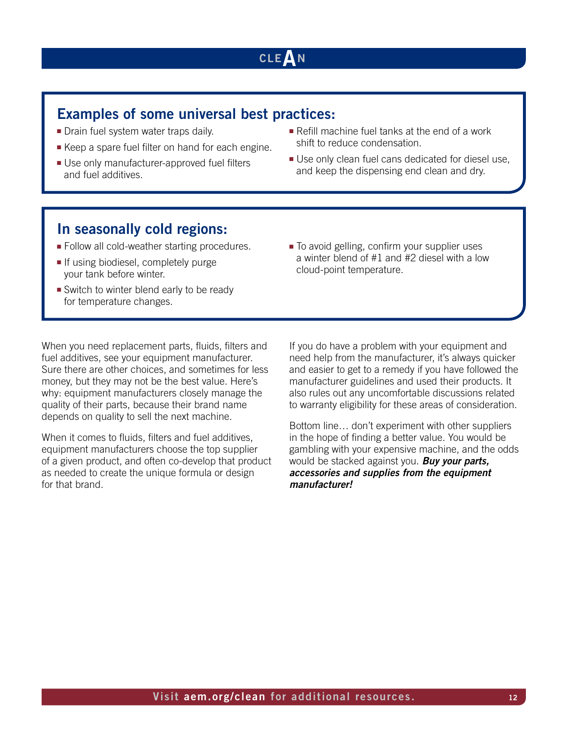## Examples of some universal best practices:

- Drain fuel system water traps daily.
- Keep a spare fuel filter on hand for each engine.
- Use only manufacturer-approved fuel filters and fuel additives.
- Refill machine fuel tanks at the end of a work shift to reduce condensation.
- Use only clean fuel cans dedicated for diesel use, and keep the dispensing end clean and dry.

## In seasonally cold regions:

- Follow all cold-weather starting procedures.
- If using biodiesel, completely purge your tank before winter.
- Switch to winter blend early to be ready for temperature changes.
- To avoid gelling, confirm your supplier uses a winter blend of #1 and #2 diesel with a low cloud-point temperature.

When you need replacement parts, fluids, filters and fuel additives, see your equipment manufacturer. Sure there are other choices, and sometimes for less money, but they may not be the best value. Here's why: equipment manufacturers closely manage the quality of their parts, because their brand name depends on quality to sell the next machine.

When it comes to fluids, filters and fuel additives, equipment manufacturers choose the top supplier of a given product, and often co-develop that product as needed to create the unique formula or design for that brand.

If you do have a problem with your equipment and need help from the manufacturer, it's always quicker and easier to get to a remedy if you have followed the manufacturer guidelines and used their products. It also rules out any uncomfortable discussions related to warranty eligibility for these areas of consideration.

Bottom line… don't experiment with other suppliers in the hope of finding a better value. You would be gambling with your expensive machine, and the odds would be stacked against you. ***Buy your parts, accessories and supplies from the equipment manufacturer!***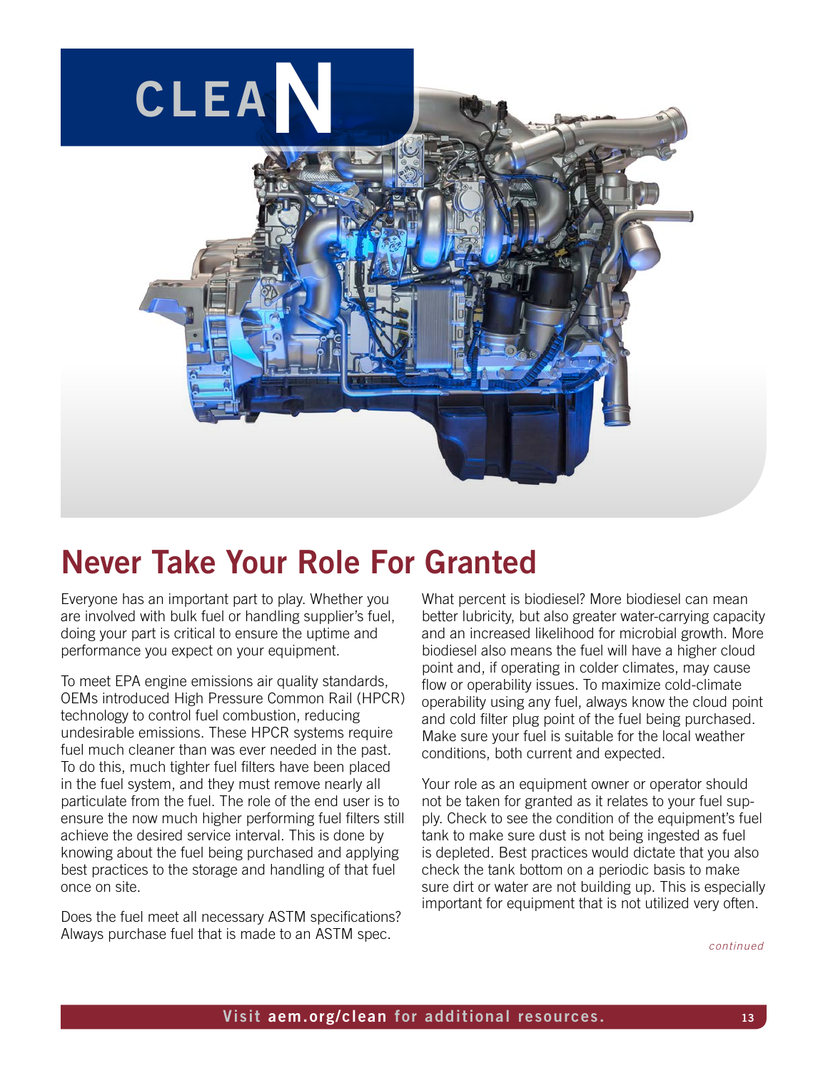# Never Take Your Role For Granted

Everyone has an important part to play. Whether you are involved with bulk fuel or handling supplier's fuel, doing your part is critical to ensure the uptime and performance you expect on your equipment.

To meet EPA engine emissions air quality standards, OEMs introduced High Pressure Common Rail (HPCR) technology to control fuel combustion, reducing undesirable emissions. These HPCR systems require fuel much cleaner than was ever needed in the past. To do this, much tighter fuel filters have been placed in the fuel system, and they must remove nearly all particulate from the fuel. The role of the end user is to ensure the now much higher performing fuel filters still achieve the desired service interval. This is done by knowing about the fuel being purchased and applying best practices to the storage and handling of that fuel once on site.

Does the fuel meet all necessary ASTM specifications? Always purchase fuel that is made to an ASTM spec.

What percent is biodiesel? More biodiesel can mean better lubricity, but also greater water-carrying capacity and an increased likelihood for microbial growth. More biodiesel also means the fuel will have a higher cloud point and, if operating in colder climates, may cause flow or operability issues. To maximize cold-climate operability using any fuel, always know the cloud point and cold filter plug point of the fuel being purchased. Make sure your fuel is suitable for the local weather conditions, both current and expected.

Your role as an equipment owner or operator should not be taken for granted as it relates to your fuel supply. Check to see the condition of the equipment's fuel tank to make sure dust is not being ingested as fuel is depleted. Best practices would dictate that you also check the tank bottom on a periodic basis to make sure dirt or water are not building up. This is especially important for equipment that is not utilized very often.

*continued*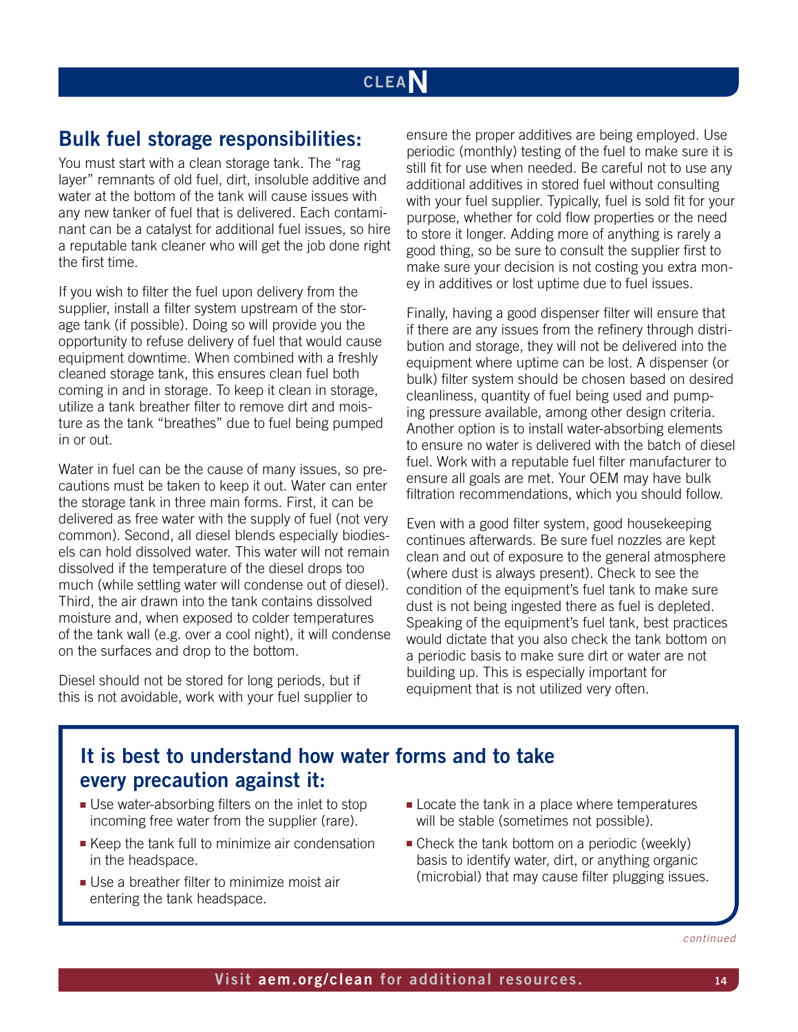## Bulk fuel storage responsibilities:

You must start with a clean storage tank. The "rag layer" remnants of old fuel, dirt, insoluble additive and water at the bottom of the tank will cause issues with any new tanker of fuel that is delivered. Each contaminant can be a catalyst for additional fuel issues, so hire a reputable tank cleaner who will get the job done right the first time.

If you wish to filter the fuel upon delivery from the supplier, install a filter system upstream of the storage tank (if possible). Doing so will provide you the opportunity to refuse delivery of fuel that would cause equipment downtime. When combined with a freshly cleaned storage tank, this ensures clean fuel both coming in and in storage. To keep it clean in storage, utilize a tank breather filter to remove dirt and moisture as the tank "breathes" due to fuel being pumped in or out.

Water in fuel can be the cause of many issues, so precautions must be taken to keep it out. Water can enter the storage tank in three main forms. First, it can be delivered as free water with the supply of fuel (not very common). Second, all diesel blends especially biodiesels can hold dissolved water. This water will not remain dissolved if the temperature of the diesel drops too much (while settling water will condense out of diesel). Third, the air drawn into the tank contains dissolved moisture and, when exposed to colder temperatures of the tank wall (e.g. over a cool night), it will condense on the surfaces and drop to the bottom.

Diesel should not be stored for long periods, but if this is not avoidable, work with your fuel supplier to ensure the proper additives are being employed. Use periodic (monthly) testing of the fuel to make sure it is still fit for use when needed. Be careful not to use any additional additives in stored fuel without consulting with your fuel supplier. Typically, fuel is sold fit for your purpose, whether for cold flow properties or the need to store it longer. Adding more of anything is rarely a good thing, so be sure to consult the supplier first to make sure your decision is not costing you extra money in additives or lost uptime due to fuel issues.

Finally, having a good dispenser filter will ensure that if there are any issues from the refinery through distribution and storage, they will not be delivered into the equipment where uptime can be lost. A dispenser (or bulk) filter system should be chosen based on desired cleanliness, quantity of fuel being used and pumping pressure available, among other design criteria. Another option is to install water-absorbing elements to ensure no water is delivered with the batch of diesel fuel. Work with a reputable fuel filter manufacturer to ensure all goals are met. Your OEM may have bulk filtration recommendations, which you should follow.

Even with a good filter system, good housekeeping continues afterwards. Be sure fuel nozzles are kept clean and out of exposure to the general atmosphere (where dust is always present). Check to see the condition of the equipment's fuel tank to make sure dust is not being ingested there as fuel is depleted. Speaking of the equipment's fuel tank, best practices would dictate that you also check the tank bottom on a periodic basis to make sure dirt or water are not building up. This is especially important for equipment that is not utilized very often.

### It is best to understand how water forms and to take every precaution against it:

- Use water-absorbing filters on the inlet to stop incoming free water from the supplier (rare).
- Keep the tank full to minimize air condensation in the headspace.
- Use a breather filter to minimize moist air entering the tank headspace.
- Locate the tank in a place where temperatures will be stable (sometimes not possible).
- Check the tank bottom on a periodic (weekly) basis to identify water, dirt, or anything organic (microbial) that may cause filter plugging issues.

*continued*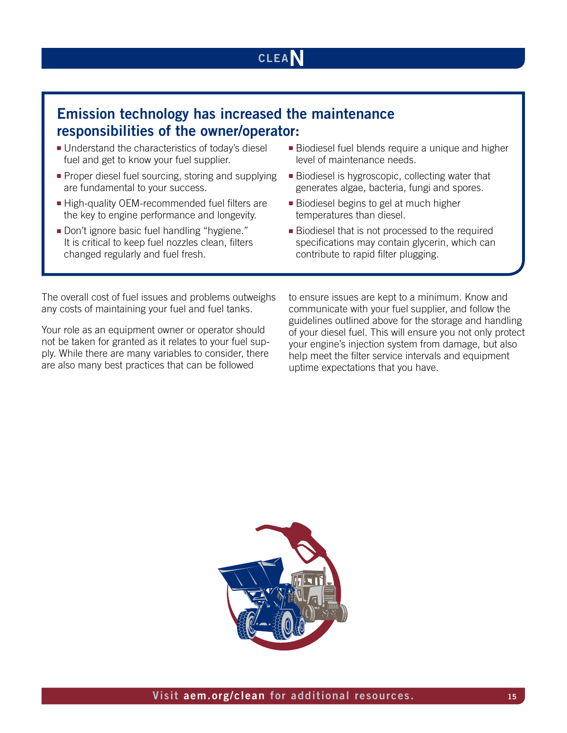## Emission technology has increased the maintenance responsibilities of the owner/operator:

- Understand the characteristics of today's diesel fuel and get to know your fuel supplier.
- Proper diesel fuel sourcing, storing and supplying are fundamental to your success.
- High-quality OEM-recommended fuel filters are the key to engine performance and longevity.
- Don't ignore basic fuel handling "hygiene." It is critical to keep fuel nozzles clean, filters changed regularly and fuel fresh.
- Biodiesel fuel blends require a unique and higher level of maintenance needs.
- Biodiesel is hygroscopic, collecting water that generates algae, bacteria, fungi and spores.
- Biodiesel begins to gel at much higher temperatures than diesel.
- Biodiesel that is not processed to the required specifications may contain glycerin, which can contribute to rapid filter plugging.

The overall cost of fuel issues and problems outweighs any costs of maintaining your fuel and fuel tanks.

Your role as an equipment owner or operator should not be taken for granted as it relates to your fuel supply. While there are many variables to consider, there are also many best practices that can be followed to ensure issues are kept to a minimum. Know and communicate with your fuel supplier, and follow the guidelines outlined above for the storage and handling of your diesel fuel. This will ensure you not only protect your engine's injection system from damage, but also help meet the filter service intervals and equipment uptime expectations that you have.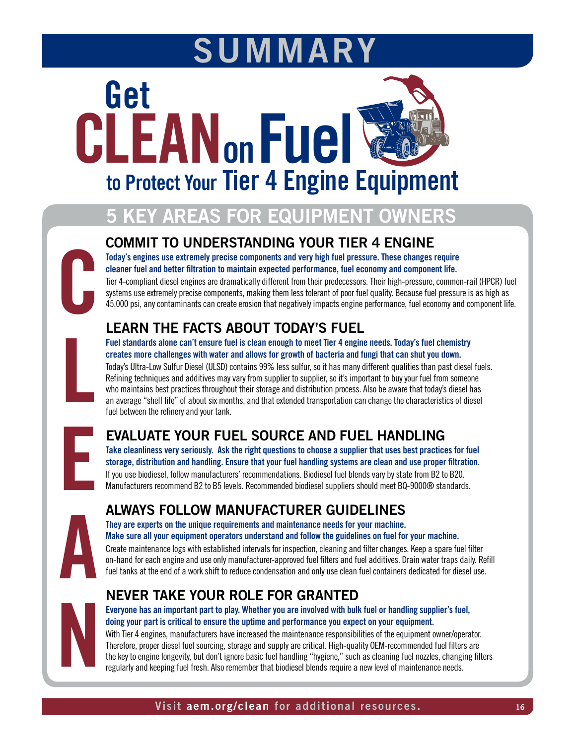# SUMMARY

# Get CLEAN on Fuel to Protect Your Tier 4 Engine Equipment

## 5 KEY AREAS FOR EQUIPMENT OWNERS

### COMMIT TO UNDERSTANDING YOUR TIER 4 ENGINE

**Today's engines use extremely precise components and very high fuel pressure. These changes require cleaner fuel and better filtration to maintain expected performance, fuel economy and component life.**

Tier 4-compliant diesel engines are dramatically different from their predecessors. Their high-pressure, common-rail (HPCR) fuel systems use extremely precise components, making them less tolerant of poor fuel quality. Because fuel pressure is as high as 45,000 psi, any contaminants can create erosion that negatively impacts engine performance, fuel economy and component life.

### LEARN THE FACTS ABOUT TODAY'S FUEL

**Fuel standards alone can't ensure fuel is clean enough to meet Tier 4 engine needs. Today's fuel chemistry creates more challenges with water and allows for growth of bacteria and fungi that can shut you down.**

Today's Ultra-Low Sulfur Diesel (ULSD) contains 99% less sulfur, so it has many different qualities than past diesel fuels. Refining techniques and additives may vary from supplier to supplier, so it's important to buy your fuel from someone who maintains best practices throughout their storage and distribution process. Also be aware that today's diesel has an average "shelf life" of about six months, and that extended transportation can change the characteristics of diesel fuel between the refinery and your tank.

### EVALUATE YOUR FUEL SOURCE AND FUEL HANDLING

**Take cleanliness very seriously. Ask the right questions to choose a supplier that uses best practices for fuel storage, distribution and handling. Ensure that your fuel handling systems are clean and use proper filtration.**

If you use biodiesel, follow manufacturers' recommendations. Biodiesel fuel blends vary by state from B2 to B20. Manufacturers recommend B2 to B5 levels. Recommended biodiesel suppliers should meet BQ-9000® standards.

### ALWAYS FOLLOW MANUFACTURER GUIDELINES

**They are experts on the unique requirements and maintenance needs for your machine. Make sure all your equipment operators understand and follow the guidelines on fuel for your machine.**

Create maintenance logs with established intervals for inspection, cleaning and filter changes. Keep a spare fuel filter on-hand for each engine and use only manufacturer-approved fuel filters and fuel additives. Drain water traps daily. Refill fuel tanks at the end of a work shift to reduce condensation and only use clean fuel containers dedicated for diesel use.

### NEVER TAKE YOUR ROLE FOR GRANTED

**Everyone has an important part to play. Whether you are involved with bulk fuel or handling supplier's fuel, doing your part is critical to ensure the uptime and performance you expect on your equipment.**

With Tier 4 engines, manufacturers have increased the maintenance responsibilities of the equipment owner/operator. Therefore, proper diesel fuel sourcing, storage and supply are critical. High-quality OEM-recommended fuel filters are the key to engine longevity, but don't ignore basic fuel handling "hygiene," such as cleaning fuel nozzles, changing filters regularly and keeping fuel fresh. Also remember that biodiesel blends require a new level of maintenance needs.

Visit **aem.org/clean** for additional resources.